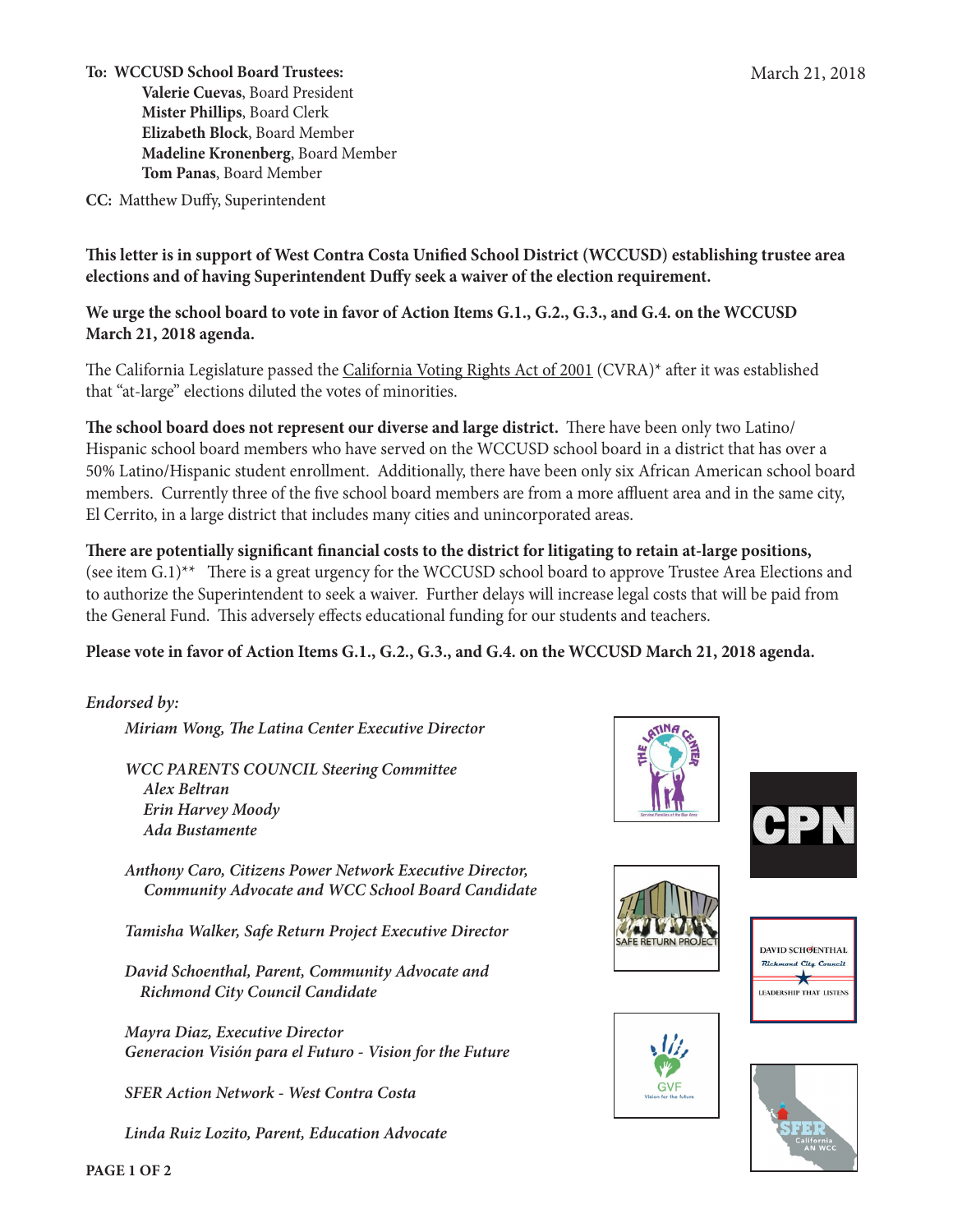**To: WCCUSD School Board Trustees:**
**Valerie Cuevas**, Board President
**Mister Phillips**, Board Clerk
**Elizabeth Block**, Board Member
**Madeline Kronenberg**, Board Member
**Tom Panas**, Board Member

March 21, 2018

**CC:** Matthew Duffy, Superintendent

**This letter is in support of West Contra Costa Unified School District (WCCUSD) establishing trustee area elections and of having Superintendent Duffy seek a waiver of the election requirement.**

**We urge the school board to vote in favor of Action Items G.1., G.2., G.3., and G.4. on the WCCUSD March 21, 2018 agenda.**

The California Legislature passed the California Voting Rights Act of 2001 (CVRA)* after it was established that "at-large" elections diluted the votes of minorities.

**The school board does not represent our diverse and large district.** There have been only two Latino/Hispanic school board members who have served on the WCCUSD school board in a district that has over a 50% Latino/Hispanic student enrollment. Additionally, there have been only six African American school board members. Currently three of the five school board members are from a more affluent area and in the same city, El Cerrito, in a large district that includes many cities and unincorporated areas.

**There are potentially significant financial costs to the district for litigating to retain at-large positions,** (see item G.1)** There is a great urgency for the WCCUSD school board to approve Trustee Area Elections and to authorize the Superintendent to seek a waiver. Further delays will increase legal costs that will be paid from the General Fund. This adversely effects educational funding for our students and teachers.

**Please vote in favor of Action Items G.1., G.2., G.3., and G.4. on the WCCUSD March 21, 2018 agenda.**

*Endorsed by:*

*Miriam Wong, The Latina Center Executive Director*

*WCC PARENTS COUNCIL Steering Committee*
*Alex Beltran*
*Erin Harvey Moody*
*Ada Bustamente*

*Anthony Caro, Citizens Power Network Executive Director, Community Advocate and WCC School Board Candidate*

*Tamisha Walker, Safe Return Project Executive Director*

*David Schoenthal, Parent, Community Advocate and Richmond City Council Candidate*

*Mayra Diaz, Executive Director*
*Generacion Visión para el Futuro - Vision for the Future*

*SFER Action Network - West Contra Costa*

*Linda Ruiz Lozito, Parent, Education Advocate*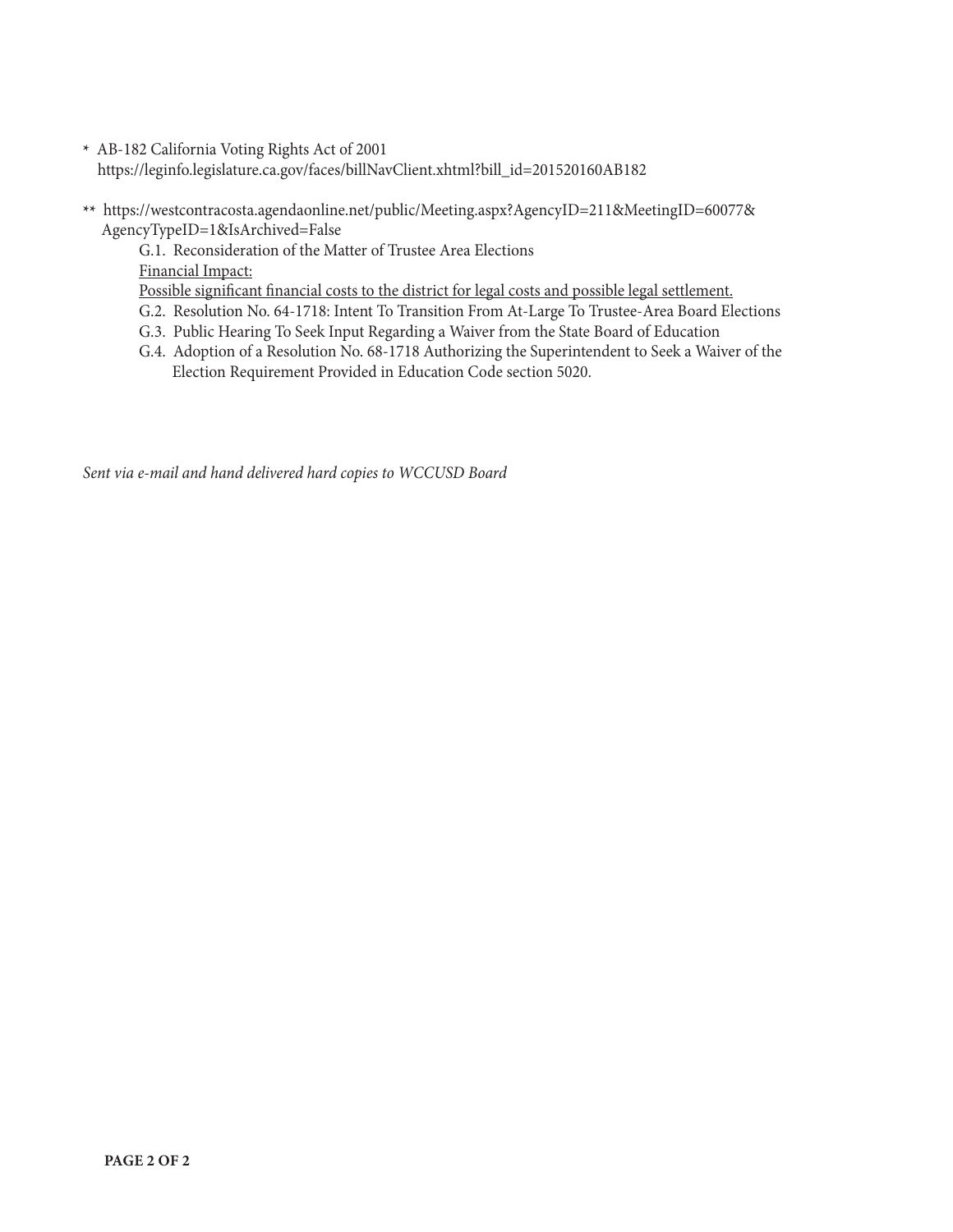\* AB-182 California Voting Rights Act of 2001
https://leginfo.legislature.ca.gov/faces/billNavClient.xhtml?bill_id=201520160AB182

\*\* https://westcontracosta.agendaonline.net/public/Meeting.aspx?AgencyID=211&MeetingID=60077&AgencyTypeID=1&IsArchived=False

G.1. Reconsideration of the Matter of Trustee Area Elections
<u>Financial Impact:</u>
<u>Possible significant financial costs to the district for legal costs and possible legal settlement.</u>

G.2. Resolution No. 64-1718: Intent To Transition From At-Large To Trustee-Area Board Elections

G.3. Public Hearing To Seek Input Regarding a Waiver from the State Board of Education

G.4. Adoption of a Resolution No. 68-1718 Authorizing the Superintendent to Seek a Waiver of the Election Requirement Provided in Education Code section 5020.

*Sent via e-mail and hand delivered hard copies to WCCUSD Board*